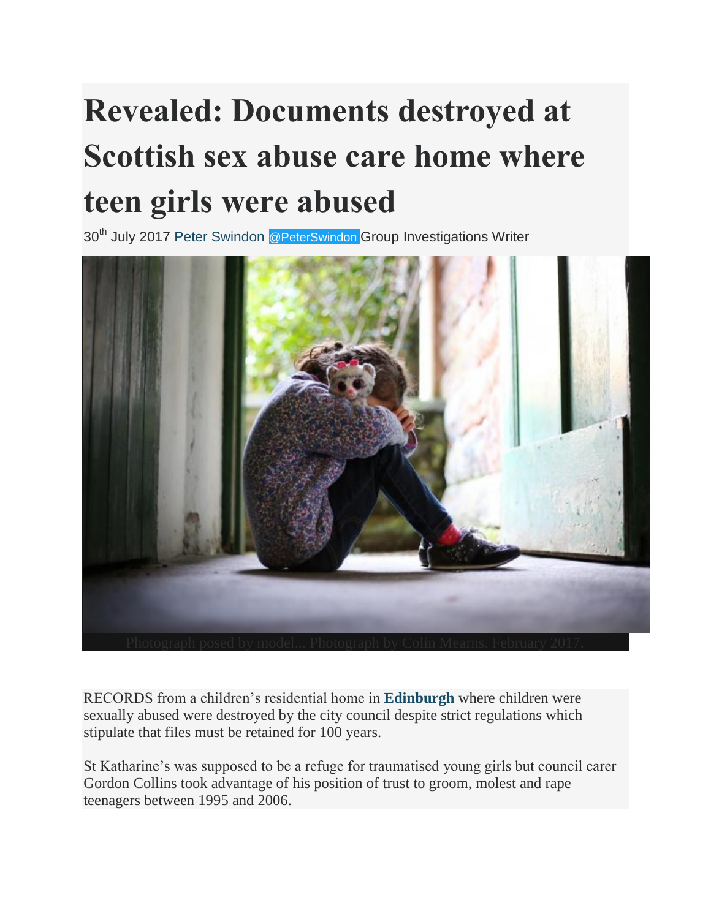# Revealed: Documents destroyed at Scottish sex abuse care home where teen girls were abused

30th July 2017 Peter Swindon @PeterSwindon Group Investigations Writer

Photograph posed by model... Photograph by Colin Mearns. February 2017.

---

RECORDS from a children's residential home in **Edinburgh** where children were sexually abused were destroyed by the city council despite strict regulations which stipulate that files must be retained for 100 years.

St Katharine's was supposed to be a refuge for traumatised young girls but council carer Gordon Collins took advantage of his position of trust to groom, molest and rape teenagers between 1995 and 2006.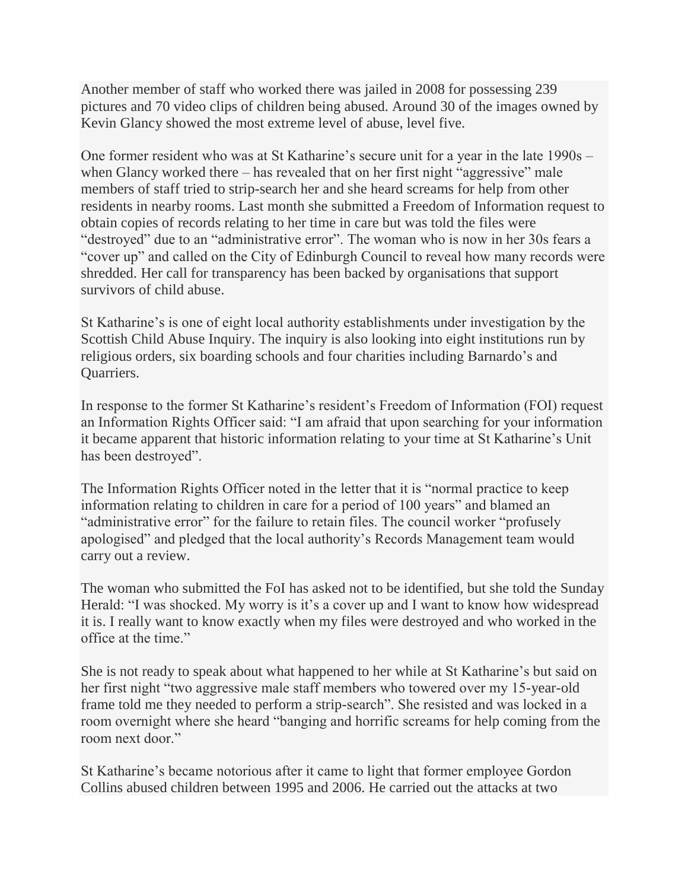Another member of staff who worked there was jailed in 2008 for possessing 239 pictures and 70 video clips of children being abused. Around 30 of the images owned by Kevin Glancy showed the most extreme level of abuse, level five.

One former resident who was at St Katharine's secure unit for a year in the late 1990s – when Glancy worked there – has revealed that on her first night "aggressive" male members of staff tried to strip-search her and she heard screams for help from other residents in nearby rooms. Last month she submitted a Freedom of Information request to obtain copies of records relating to her time in care but was told the files were "destroyed" due to an "administrative error". The woman who is now in her 30s fears a "cover up" and called on the City of Edinburgh Council to reveal how many records were shredded. Her call for transparency has been backed by organisations that support survivors of child abuse.

St Katharine's is one of eight local authority establishments under investigation by the Scottish Child Abuse Inquiry. The inquiry is also looking into eight institutions run by religious orders, six boarding schools and four charities including Barnardo's and Quarriers.

In response to the former St Katharine's resident's Freedom of Information (FOI) request an Information Rights Officer said: "I am afraid that upon searching for your information it became apparent that historic information relating to your time at St Katharine's Unit has been destroyed".

The Information Rights Officer noted in the letter that it is "normal practice to keep information relating to children in care for a period of 100 years" and blamed an "administrative error" for the failure to retain files. The council worker "profusely apologised" and pledged that the local authority's Records Management team would carry out a review.

The woman who submitted the FoI has asked not to be identified, but she told the Sunday Herald: "I was shocked. My worry is it's a cover up and I want to know how widespread it is. I really want to know exactly when my files were destroyed and who worked in the office at the time."

She is not ready to speak about what happened to her while at St Katharine's but said on her first night "two aggressive male staff members who towered over my 15-year-old frame told me they needed to perform a strip-search". She resisted and was locked in a room overnight where she heard "banging and horrific screams for help coming from the room next door."

St Katharine's became notorious after it came to light that former employee Gordon Collins abused children between 1995 and 2006. He carried out the attacks at two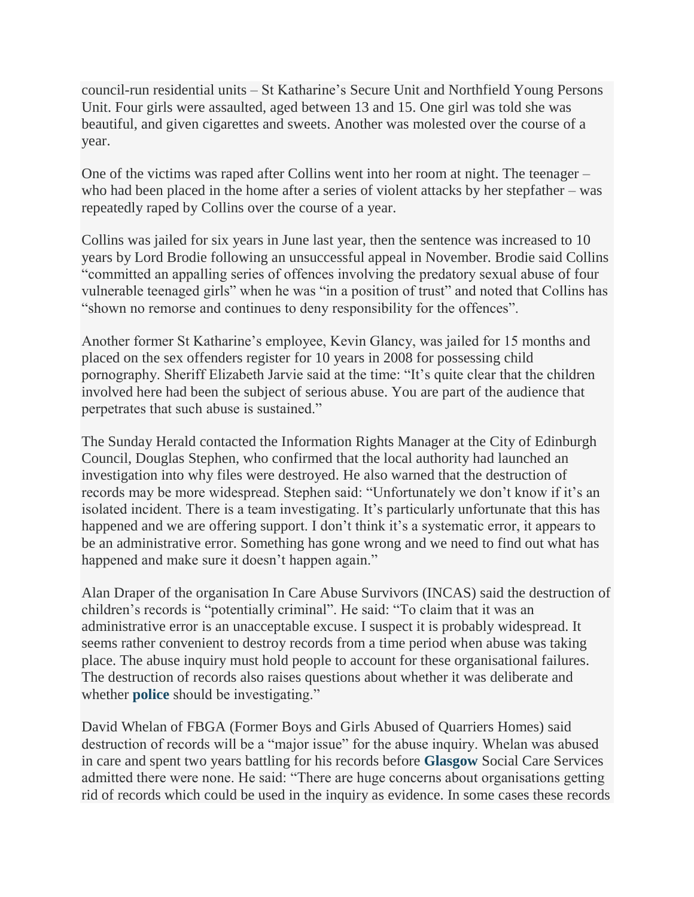council-run residential units – St Katharine's Secure Unit and Northfield Young Persons Unit. Four girls were assaulted, aged between 13 and 15. One girl was told she was beautiful, and given cigarettes and sweets. Another was molested over the course of a year.

One of the victims was raped after Collins went into her room at night. The teenager – who had been placed in the home after a series of violent attacks by her stepfather – was repeatedly raped by Collins over the course of a year.

Collins was jailed for six years in June last year, then the sentence was increased to 10 years by Lord Brodie following an unsuccessful appeal in November. Brodie said Collins "committed an appalling series of offences involving the predatory sexual abuse of four vulnerable teenaged girls" when he was "in a position of trust" and noted that Collins has "shown no remorse and continues to deny responsibility for the offences".

Another former St Katharine's employee, Kevin Glancy, was jailed for 15 months and placed on the sex offenders register for 10 years in 2008 for possessing child pornography. Sheriff Elizabeth Jarvie said at the time: "It's quite clear that the children involved here had been the subject of serious abuse. You are part of the audience that perpetrates that such abuse is sustained."

The Sunday Herald contacted the Information Rights Manager at the City of Edinburgh Council, Douglas Stephen, who confirmed that the local authority had launched an investigation into why files were destroyed. He also warned that the destruction of records may be more widespread. Stephen said: "Unfortunately we don't know if it's an isolated incident. There is a team investigating. It's particularly unfortunate that this has happened and we are offering support. I don't think it's a systematic error, it appears to be an administrative error. Something has gone wrong and we need to find out what has happened and make sure it doesn't happen again."

Alan Draper of the organisation In Care Abuse Survivors (INCAS) said the destruction of children's records is "potentially criminal". He said: "To claim that it was an administrative error is an unacceptable excuse. I suspect it is probably widespread. It seems rather convenient to destroy records from a time period when abuse was taking place. The abuse inquiry must hold people to account for these organisational failures. The destruction of records also raises questions about whether it was deliberate and whether **police** should be investigating."

David Whelan of FBGA (Former Boys and Girls Abused of Quarriers Homes) said destruction of records will be a "major issue" for the abuse inquiry. Whelan was abused in care and spent two years battling for his records before **Glasgow** Social Care Services admitted there were none. He said: "There are huge concerns about organisations getting rid of records which could be used in the inquiry as evidence. In some cases these records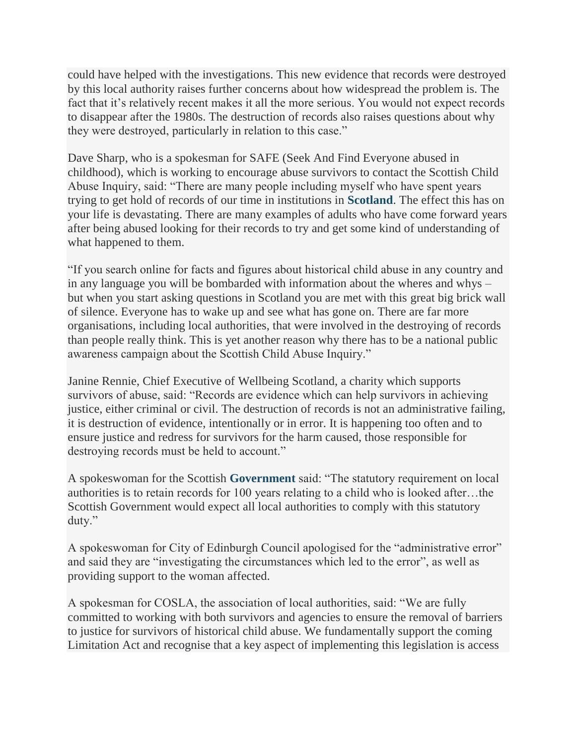could have helped with the investigations. This new evidence that records were destroyed by this local authority raises further concerns about how widespread the problem is. The fact that it's relatively recent makes it all the more serious. You would not expect records to disappear after the 1980s. The destruction of records also raises questions about why they were destroyed, particularly in relation to this case."

Dave Sharp, who is a spokesman for SAFE (Seek And Find Everyone abused in childhood), which is working to encourage abuse survivors to contact the Scottish Child Abuse Inquiry, said: "There are many people including myself who have spent years trying to get hold of records of our time in institutions in **Scotland**. The effect this has on your life is devastating. There are many examples of adults who have come forward years after being abused looking for their records to try and get some kind of understanding of what happened to them.

"If you search online for facts and figures about historical child abuse in any country and in any language you will be bombarded with information about the wheres and whys – but when you start asking questions in Scotland you are met with this great big brick wall of silence. Everyone has to wake up and see what has gone on. There are far more organisations, including local authorities, that were involved in the destroying of records than people really think. This is yet another reason why there has to be a national public awareness campaign about the Scottish Child Abuse Inquiry."

Janine Rennie, Chief Executive of Wellbeing Scotland, a charity which supports survivors of abuse, said: "Records are evidence which can help survivors in achieving justice, either criminal or civil. The destruction of records is not an administrative failing, it is destruction of evidence, intentionally or in error. It is happening too often and to ensure justice and redress for survivors for the harm caused, those responsible for destroying records must be held to account."

A spokeswoman for the Scottish **Government** said: "The statutory requirement on local authorities is to retain records for 100 years relating to a child who is looked after…the Scottish Government would expect all local authorities to comply with this statutory duty."

A spokeswoman for City of Edinburgh Council apologised for the "administrative error" and said they are "investigating the circumstances which led to the error", as well as providing support to the woman affected.

A spokesman for COSLA, the association of local authorities, said: "We are fully committed to working with both survivors and agencies to ensure the removal of barriers to justice for survivors of historical child abuse. We fundamentally support the coming Limitation Act and recognise that a key aspect of implementing this legislation is access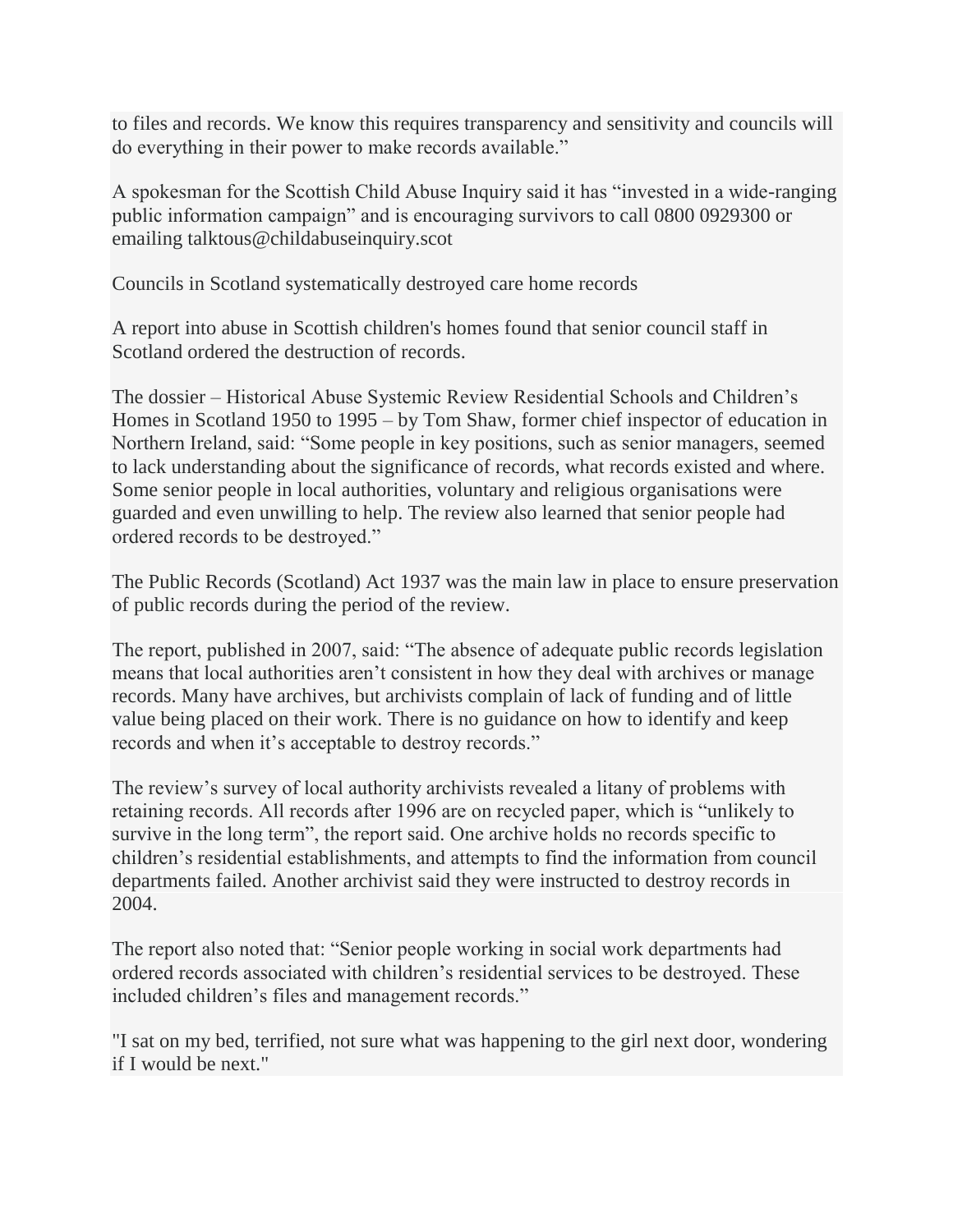to files and records. We know this requires transparency and sensitivity and councils will do everything in their power to make records available."

A spokesman for the Scottish Child Abuse Inquiry said it has "invested in a wide-ranging public information campaign" and is encouraging survivors to call 0800 0929300 or emailing talktous@childabuseinquiry.scot

Councils in Scotland systematically destroyed care home records

A report into abuse in Scottish children's homes found that senior council staff in Scotland ordered the destruction of records.

The dossier – Historical Abuse Systemic Review Residential Schools and Children's Homes in Scotland 1950 to 1995 – by Tom Shaw, former chief inspector of education in Northern Ireland, said: "Some people in key positions, such as senior managers, seemed to lack understanding about the significance of records, what records existed and where. Some senior people in local authorities, voluntary and religious organisations were guarded and even unwilling to help. The review also learned that senior people had ordered records to be destroyed."

The Public Records (Scotland) Act 1937 was the main law in place to ensure preservation of public records during the period of the review.

The report, published in 2007, said: "The absence of adequate public records legislation means that local authorities aren't consistent in how they deal with archives or manage records. Many have archives, but archivists complain of lack of funding and of little value being placed on their work. There is no guidance on how to identify and keep records and when it's acceptable to destroy records."

The review's survey of local authority archivists revealed a litany of problems with retaining records. All records after 1996 are on recycled paper, which is "unlikely to survive in the long term", the report said. One archive holds no records specific to children's residential establishments, and attempts to find the information from council departments failed. Another archivist said they were instructed to destroy records in 2004.

The report also noted that: "Senior people working in social work departments had ordered records associated with children's residential services to be destroyed. These included children's files and management records."

"I sat on my bed, terrified, not sure what was happening to the girl next door, wondering if I would be next."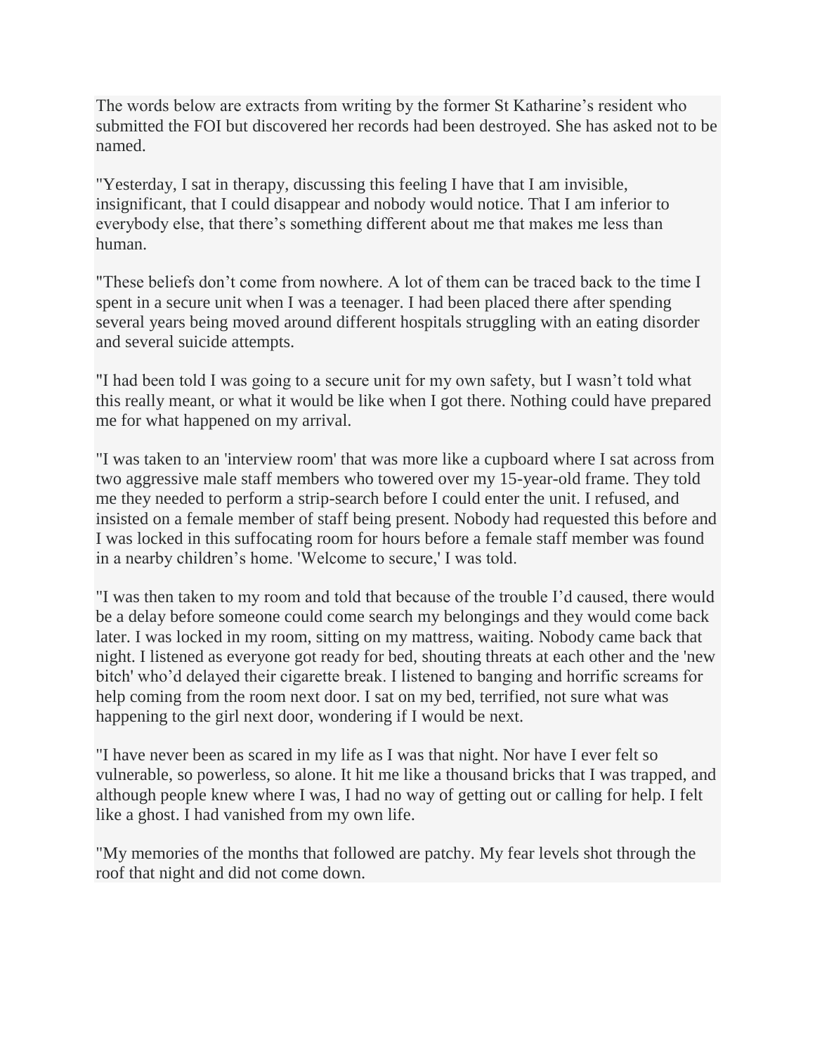The words below are extracts from writing by the former St Katharine's resident who submitted the FOI but discovered her records had been destroyed. She has asked not to be named.

"Yesterday, I sat in therapy, discussing this feeling I have that I am invisible, insignificant, that I could disappear and nobody would notice. That I am inferior to everybody else, that there's something different about me that makes me less than human.

"These beliefs don't come from nowhere. A lot of them can be traced back to the time I spent in a secure unit when I was a teenager. I had been placed there after spending several years being moved around different hospitals struggling with an eating disorder and several suicide attempts.

"I had been told I was going to a secure unit for my own safety, but I wasn't told what this really meant, or what it would be like when I got there. Nothing could have prepared me for what happened on my arrival.

"I was taken to an 'interview room' that was more like a cupboard where I sat across from two aggressive male staff members who towered over my 15-year-old frame. They told me they needed to perform a strip-search before I could enter the unit. I refused, and insisted on a female member of staff being present. Nobody had requested this before and I was locked in this suffocating room for hours before a female staff member was found in a nearby children's home. 'Welcome to secure,' I was told.

"I was then taken to my room and told that because of the trouble I'd caused, there would be a delay before someone could come search my belongings and they would come back later. I was locked in my room, sitting on my mattress, waiting. Nobody came back that night. I listened as everyone got ready for bed, shouting threats at each other and the 'new bitch' who'd delayed their cigarette break. I listened to banging and horrific screams for help coming from the room next door. I sat on my bed, terrified, not sure what was happening to the girl next door, wondering if I would be next.

"I have never been as scared in my life as I was that night. Nor have I ever felt so vulnerable, so powerless, so alone. It hit me like a thousand bricks that I was trapped, and although people knew where I was, I had no way of getting out or calling for help. I felt like a ghost. I had vanished from my own life.

"My memories of the months that followed are patchy. My fear levels shot through the roof that night and did not come down.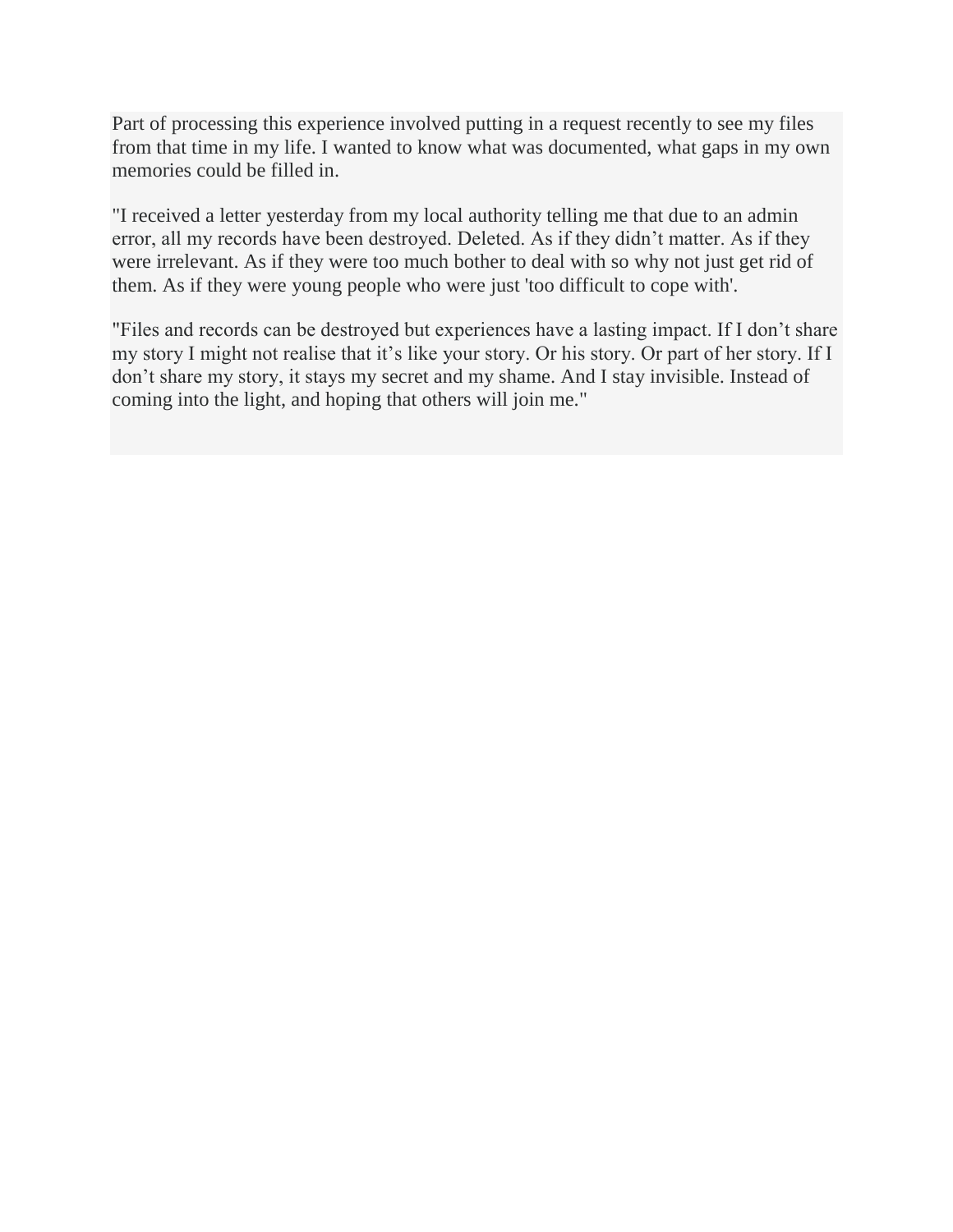Part of processing this experience involved putting in a request recently to see my files from that time in my life. I wanted to know what was documented, what gaps in my own memories could be filled in.

"I received a letter yesterday from my local authority telling me that due to an admin error, all my records have been destroyed. Deleted. As if they didn't matter. As if they were irrelevant. As if they were too much bother to deal with so why not just get rid of them. As if they were young people who were just 'too difficult to cope with'.

"Files and records can be destroyed but experiences have a lasting impact. If I don't share my story I might not realise that it's like your story. Or his story. Or part of her story. If I don't share my story, it stays my secret and my shame. And I stay invisible. Instead of coming into the light, and hoping that others will join me."